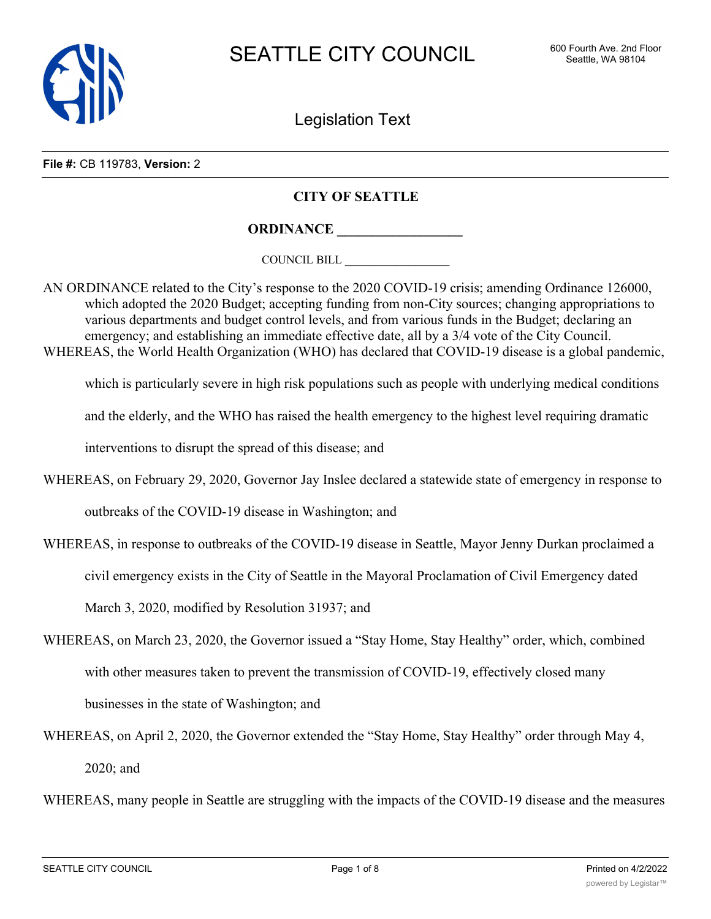# SEATTLE CITY COUNCIL

600 Fourth Ave. 2nd Floor
Seattle, WA 98104

## Legislation Text

**File #:** CB 119783, **Version:** 2

**CITY OF SEATTLE**

**ORDINANCE __________________**

COUNCIL BILL __________________

AN ORDINANCE related to the City's response to the 2020 COVID-19 crisis; amending Ordinance 126000, which adopted the 2020 Budget; accepting funding from non-City sources; changing appropriations to various departments and budget control levels, and from various funds in the Budget; declaring an emergency; and establishing an immediate effective date, all by a 3/4 vote of the City Council.

WHEREAS, the World Health Organization (WHO) has declared that COVID-19 disease is a global pandemic, which is particularly severe in high risk populations such as people with underlying medical conditions and the elderly, and the WHO has raised the health emergency to the highest level requiring dramatic interventions to disrupt the spread of this disease; and

WHEREAS, on February 29, 2020, Governor Jay Inslee declared a statewide state of emergency in response to outbreaks of the COVID-19 disease in Washington; and

WHEREAS, in response to outbreaks of the COVID-19 disease in Seattle, Mayor Jenny Durkan proclaimed a civil emergency exists in the City of Seattle in the Mayoral Proclamation of Civil Emergency dated March 3, 2020, modified by Resolution 31937; and

WHEREAS, on March 23, 2020, the Governor issued a "Stay Home, Stay Healthy" order, which, combined with other measures taken to prevent the transmission of COVID-19, effectively closed many businesses in the state of Washington; and

WHEREAS, on April 2, 2020, the Governor extended the "Stay Home, Stay Healthy" order through May 4, 2020; and

WHEREAS, many people in Seattle are struggling with the impacts of the COVID-19 disease and the measures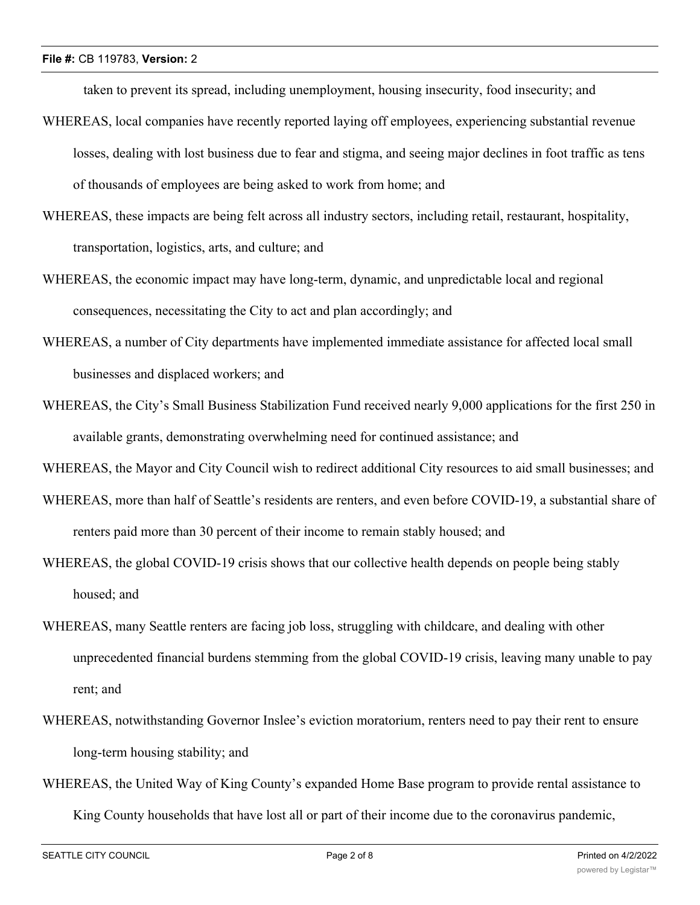taken to prevent its spread, including unemployment, housing insecurity, food insecurity; and

WHEREAS, local companies have recently reported laying off employees, experiencing substantial revenue losses, dealing with lost business due to fear and stigma, and seeing major declines in foot traffic as tens of thousands of employees are being asked to work from home; and

WHEREAS, these impacts are being felt across all industry sectors, including retail, restaurant, hospitality, transportation, logistics, arts, and culture; and

WHEREAS, the economic impact may have long-term, dynamic, and unpredictable local and regional consequences, necessitating the City to act and plan accordingly; and

WHEREAS, a number of City departments have implemented immediate assistance for affected local small businesses and displaced workers; and

WHEREAS, the City's Small Business Stabilization Fund received nearly 9,000 applications for the first 250 in available grants, demonstrating overwhelming need for continued assistance; and

WHEREAS, the Mayor and City Council wish to redirect additional City resources to aid small businesses; and

WHEREAS, more than half of Seattle's residents are renters, and even before COVID-19, a substantial share of renters paid more than 30 percent of their income to remain stably housed; and

WHEREAS, the global COVID-19 crisis shows that our collective health depends on people being stably housed; and

WHEREAS, many Seattle renters are facing job loss, struggling with childcare, and dealing with other unprecedented financial burdens stemming from the global COVID-19 crisis, leaving many unable to pay rent; and

WHEREAS, notwithstanding Governor Inslee's eviction moratorium, renters need to pay their rent to ensure long-term housing stability; and

WHEREAS, the United Way of King County's expanded Home Base program to provide rental assistance to King County households that have lost all or part of their income due to the coronavirus pandemic,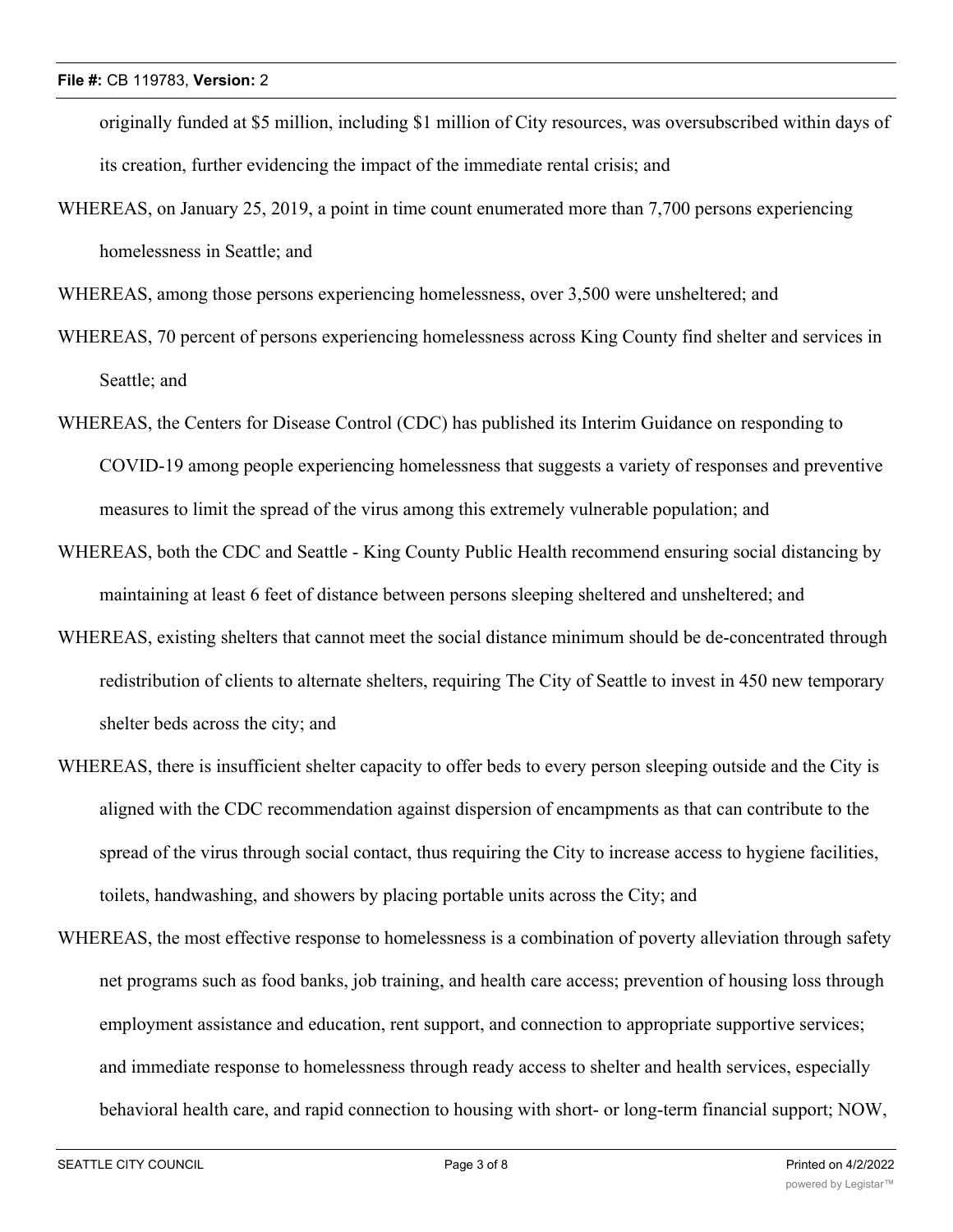originally funded at $5 million, including $1 million of City resources, was oversubscribed within days of its creation, further evidencing the impact of the immediate rental crisis; and

WHEREAS, on January 25, 2019, a point in time count enumerated more than 7,700 persons experiencing homelessness in Seattle; and

WHEREAS, among those persons experiencing homelessness, over 3,500 were unsheltered; and

WHEREAS, 70 percent of persons experiencing homelessness across King County find shelter and services in Seattle; and

WHEREAS, the Centers for Disease Control (CDC) has published its Interim Guidance on responding to COVID-19 among people experiencing homelessness that suggests a variety of responses and preventive measures to limit the spread of the virus among this extremely vulnerable population; and

WHEREAS, both the CDC and Seattle - King County Public Health recommend ensuring social distancing by maintaining at least 6 feet of distance between persons sleeping sheltered and unsheltered; and

WHEREAS, existing shelters that cannot meet the social distance minimum should be de-concentrated through redistribution of clients to alternate shelters, requiring The City of Seattle to invest in 450 new temporary shelter beds across the city; and

WHEREAS, there is insufficient shelter capacity to offer beds to every person sleeping outside and the City is aligned with the CDC recommendation against dispersion of encampments as that can contribute to the spread of the virus through social contact, thus requiring the City to increase access to hygiene facilities, toilets, handwashing, and showers by placing portable units across the City; and

WHEREAS, the most effective response to homelessness is a combination of poverty alleviation through safety net programs such as food banks, job training, and health care access; prevention of housing loss through employment assistance and education, rent support, and connection to appropriate supportive services; and immediate response to homelessness through ready access to shelter and health services, especially behavioral health care, and rapid connection to housing with short- or long-term financial support; NOW,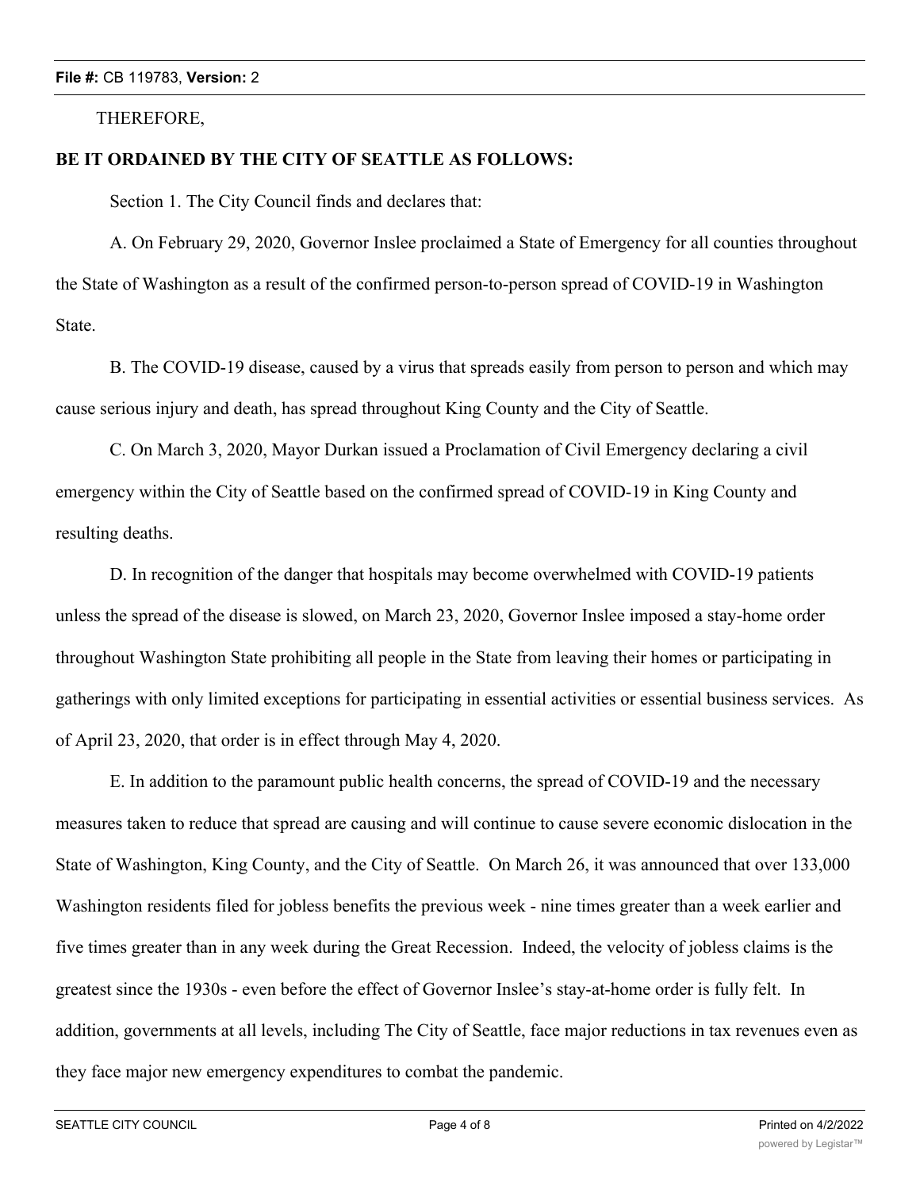THEREFORE,

**BE IT ORDAINED BY THE CITY OF SEATTLE AS FOLLOWS:**

Section 1. The City Council finds and declares that:

A. On February 29, 2020, Governor Inslee proclaimed a State of Emergency for all counties throughout the State of Washington as a result of the confirmed person-to-person spread of COVID-19 in Washington State.

B. The COVID-19 disease, caused by a virus that spreads easily from person to person and which may cause serious injury and death, has spread throughout King County and the City of Seattle.

C. On March 3, 2020, Mayor Durkan issued a Proclamation of Civil Emergency declaring a civil emergency within the City of Seattle based on the confirmed spread of COVID-19 in King County and resulting deaths.

D. In recognition of the danger that hospitals may become overwhelmed with COVID-19 patients unless the spread of the disease is slowed, on March 23, 2020, Governor Inslee imposed a stay-home order throughout Washington State prohibiting all people in the State from leaving their homes or participating in gatherings with only limited exceptions for participating in essential activities or essential business services. As of April 23, 2020, that order is in effect through May 4, 2020.

E. In addition to the paramount public health concerns, the spread of COVID-19 and the necessary measures taken to reduce that spread are causing and will continue to cause severe economic dislocation in the State of Washington, King County, and the City of Seattle. On March 26, it was announced that over 133,000 Washington residents filed for jobless benefits the previous week - nine times greater than a week earlier and five times greater than in any week during the Great Recession. Indeed, the velocity of jobless claims is the greatest since the 1930s - even before the effect of Governor Inslee's stay-at-home order is fully felt. In addition, governments at all levels, including The City of Seattle, face major reductions in tax revenues even as they face major new emergency expenditures to combat the pandemic.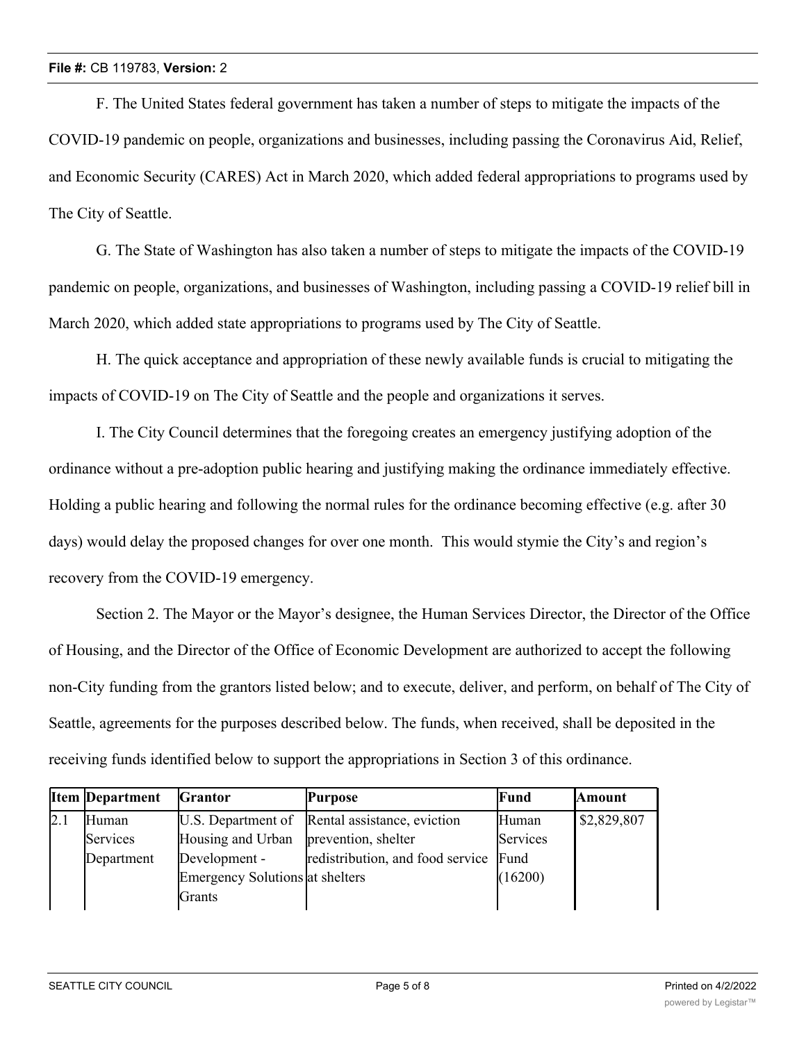F. The United States federal government has taken a number of steps to mitigate the impacts of the COVID-19 pandemic on people, organizations and businesses, including passing the Coronavirus Aid, Relief, and Economic Security (CARES) Act in March 2020, which added federal appropriations to programs used by The City of Seattle.

G. The State of Washington has also taken a number of steps to mitigate the impacts of the COVID-19 pandemic on people, organizations, and businesses of Washington, including passing a COVID-19 relief bill in March 2020, which added state appropriations to programs used by The City of Seattle.

H. The quick acceptance and appropriation of these newly available funds is crucial to mitigating the impacts of COVID-19 on The City of Seattle and the people and organizations it serves.

I. The City Council determines that the foregoing creates an emergency justifying adoption of the ordinance without a pre-adoption public hearing and justifying making the ordinance immediately effective. Holding a public hearing and following the normal rules for the ordinance becoming effective (e.g. after 30 days) would delay the proposed changes for over one month. This would stymie the City's and region's recovery from the COVID-19 emergency.

Section 2. The Mayor or the Mayor's designee, the Human Services Director, the Director of the Office of Housing, and the Director of the Office of Economic Development are authorized to accept the following non-City funding from the grantors listed below; and to execute, deliver, and perform, on behalf of The City of Seattle, agreements for the purposes described below. The funds, when received, shall be deposited in the receiving funds identified below to support the appropriations in Section 3 of this ordinance.

| Item | Department | Grantor | Purpose | Fund | Amount |
|---|---|---|---|---|---|
| 2.1 | Human Services Department | U.S. Department of Housing and Urban Development - Emergency Solutions Grants | Rental assistance, eviction prevention, shelter redistribution, and food service at shelters | Human Services Fund (16200) | $2,829,807 |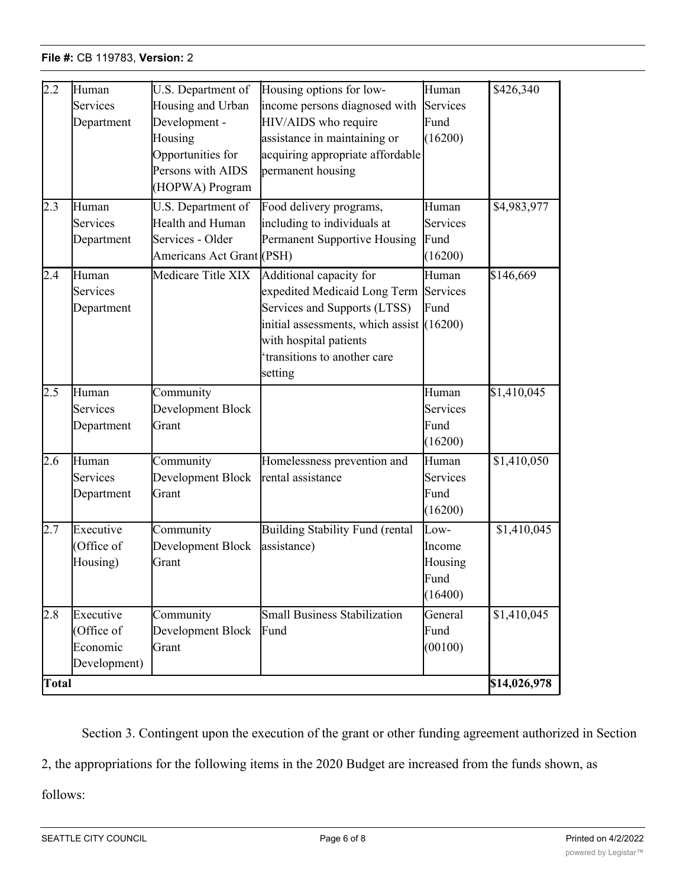| | | | | | |
|---|---|---|---|---|---|
| 2.2 | Human Services Department | U.S. Department of Housing and Urban Development - Housing Opportunities for Persons with AIDS (HOPWA) Program | Housing options for low-income persons diagnosed with HIV/AIDS who require assistance in maintaining or acquiring appropriate affordable permanent housing | Human Services Fund (16200) | $426,340 |
| 2.3 | Human Services Department | U.S. Department of Health and Human Services - Older Americans Act Grant | Food delivery programs, including to individuals at Permanent Supportive Housing (PSH) | Human Services Fund (16200) | $4,983,977 |
| 2.4 | Human Services Department | Medicare Title XIX | Additional capacity for expedited Medicaid Long Term Services and Supports (LTSS) initial assessments, which assist with hospital patients 'transitions to another care setting | Human Services Fund (16200) | $146,669 |
| 2.5 | Human Services Department | Community Development Block Grant | | Human Services Fund (16200) | $1,410,045 |
| 2.6 | Human Services Department | Community Development Block Grant | Homelessness prevention and rental assistance | Human Services Fund (16200) | $1,410,050 |
| 2.7 | Executive (Office of Housing) | Community Development Block Grant | Building Stability Fund (rental assistance) | Low-Income Housing Fund (16400) | $1,410,045 |
| 2.8 | Executive (Office of Economic Development) | Community Development Block Grant | Small Business Stabilization Fund | General Fund (00100) | $1,410,045 |
| **Total** | | | | | **$14,026,978** |

Section 3. Contingent upon the execution of the grant or other funding agreement authorized in Section 2, the appropriations for the following items in the 2020 Budget are increased from the funds shown, as follows: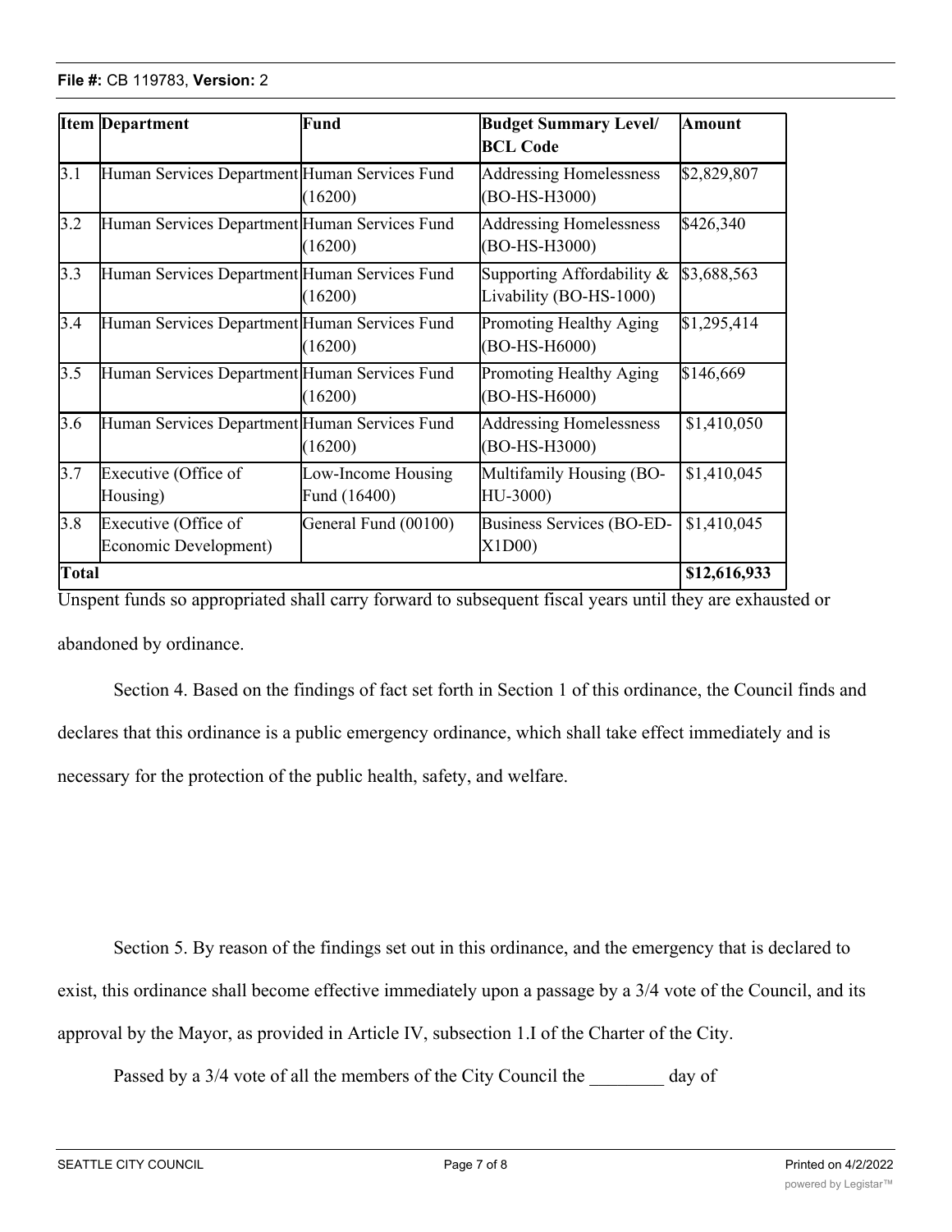| Item | Department | Fund | Budget Summary Level/ BCL Code | Amount |
|---|---|---|---|---|
| 3.1 | Human Services Department | Human Services Fund (16200) | Addressing Homelessness (BO-HS-H3000) | $2,829,807 |
| 3.2 | Human Services Department | Human Services Fund (16200) | Addressing Homelessness (BO-HS-H3000) | $426,340 |
| 3.3 | Human Services Department | Human Services Fund (16200) | Supporting Affordability & Livability (BO-HS-1000) | $3,688,563 |
| 3.4 | Human Services Department | Human Services Fund (16200) | Promoting Healthy Aging (BO-HS-H6000) | $1,295,414 |
| 3.5 | Human Services Department | Human Services Fund (16200) | Promoting Healthy Aging (BO-HS-H6000) | $146,669 |
| 3.6 | Human Services Department | Human Services Fund (16200) | Addressing Homelessness (BO-HS-H3000) | $1,410,050 |
| 3.7 | Executive (Office of Housing) | Low-Income Housing Fund (16400) | Multifamily Housing (BO-HU-3000) | $1,410,045 |
| 3.8 | Executive (Office of Economic Development) | General Fund (00100) | Business Services (BO-ED-X1D00) | $1,410,045 |
| **Total** | | | | **$12,616,933** |

Unspent funds so appropriated shall carry forward to subsequent fiscal years until they are exhausted or abandoned by ordinance.

Section 4. Based on the findings of fact set forth in Section 1 of this ordinance, the Council finds and declares that this ordinance is a public emergency ordinance, which shall take effect immediately and is necessary for the protection of the public health, safety, and welfare.

Section 5. By reason of the findings set out in this ordinance, and the emergency that is declared to exist, this ordinance shall become effective immediately upon a passage by a 3/4 vote of the Council, and its approval by the Mayor, as provided in Article IV, subsection 1.I of the Charter of the City.

Passed by a 3/4 vote of all the members of the City Council the ________ day of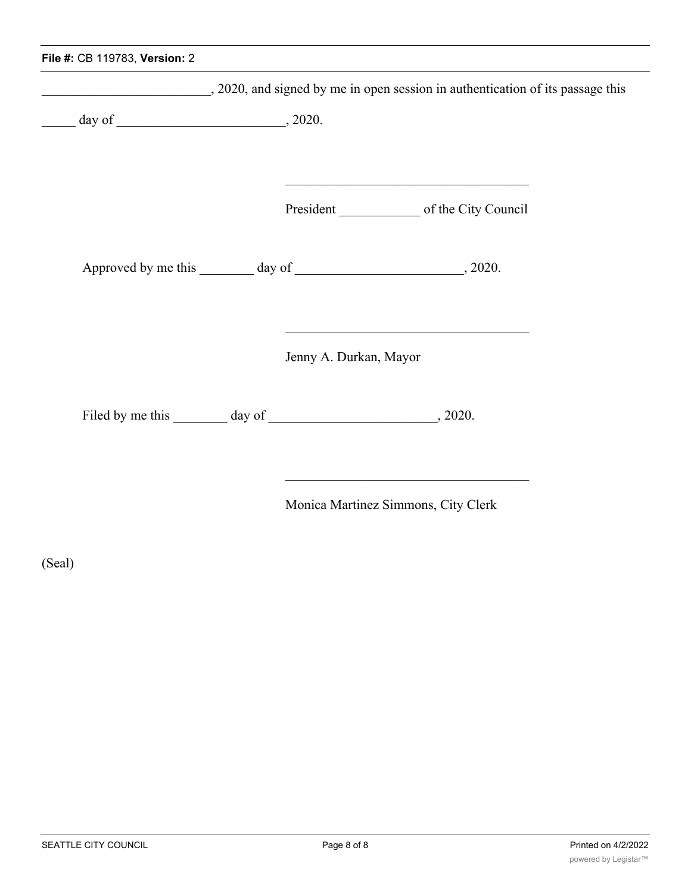________________________, 2020, and signed by me in open session in authentication of its passage this

_____ day of ________________________, 2020.

____________________________________

President ____________ of the City Council

Approved by me this ________ day of ________________________, 2020.

____________________________________

Jenny A. Durkan, Mayor

Filed by me this ________ day of ________________________, 2020.

____________________________________

Monica Martinez Simmons, City Clerk

(Seal)